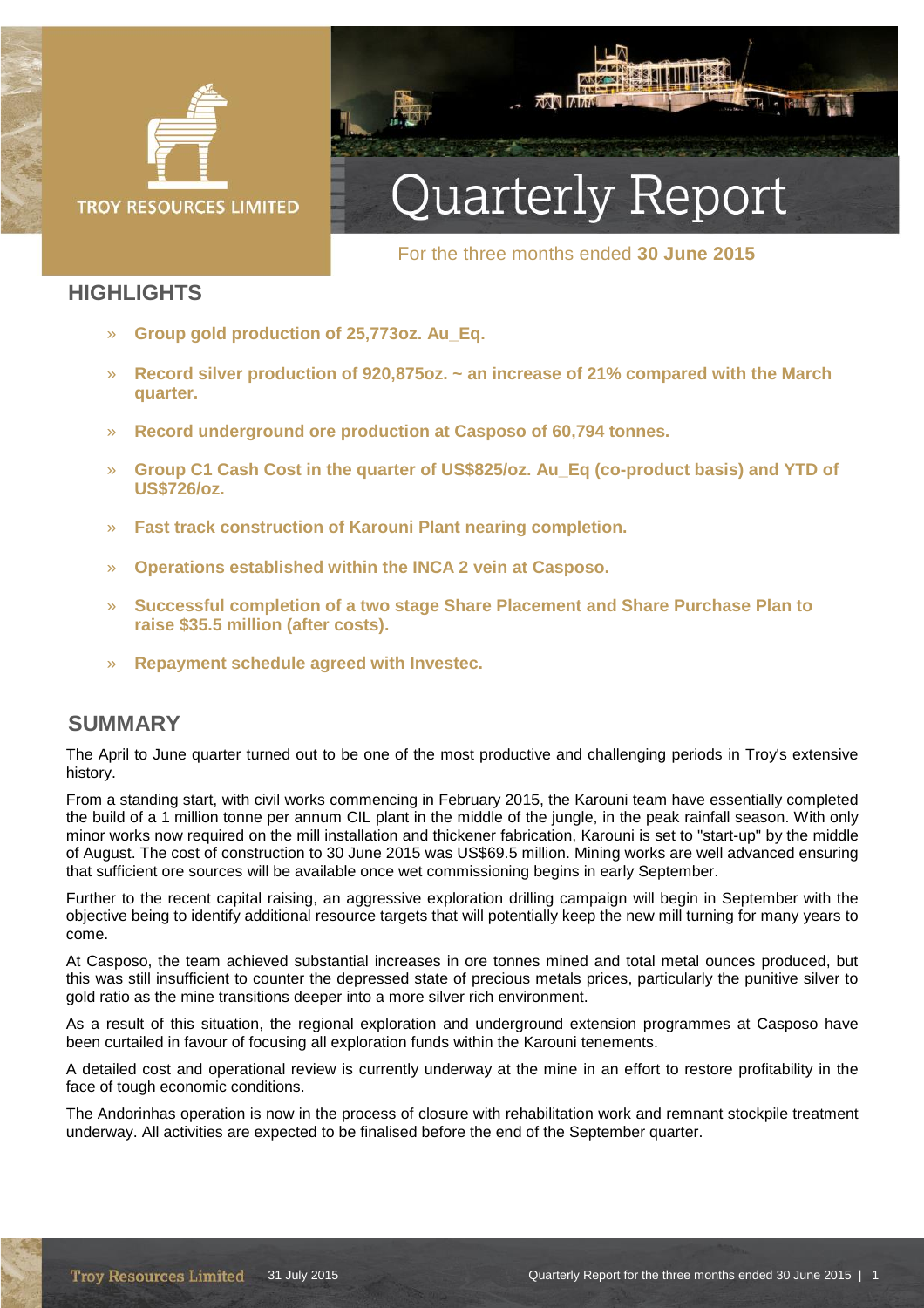TROY RESOURCES LIMITED

# Quarterly Report

For the three months ended **30 June 2015**

## HIGHLIGHTS

- **Group gold production of 25,773oz. Au_Eq.**
- **Record silver production of 920,875oz. ~ an increase of 21% compared with the March quarter.**
- **Record underground ore production at Casposo of 60,794 tonnes.**
- **Group C1 Cash Cost in the quarter of US$825/oz. Au_Eq (co-product basis) and YTD of US$726/oz.**
- **Fast track construction of Karouni Plant nearing completion.**
- **Operations established within the INCA 2 vein at Casposo.**
- **Successful completion of a two stage Share Placement and Share Purchase Plan to raise $35.5 million (after costs).**
- **Repayment schedule agreed with Investec.**

## SUMMARY

The April to June quarter turned out to be one of the most productive and challenging periods in Troy's extensive history.

From a standing start, with civil works commencing in February 2015, the Karouni team have essentially completed the build of a 1 million tonne per annum CIL plant in the middle of the jungle, in the peak rainfall season. With only minor works now required on the mill installation and thickener fabrication, Karouni is set to "start-up" by the middle of August. The cost of construction to 30 June 2015 was US$69.5 million. Mining works are well advanced ensuring that sufficient ore sources will be available once wet commissioning begins in early September.

Further to the recent capital raising, an aggressive exploration drilling campaign will begin in September with the objective being to identify additional resource targets that will potentially keep the new mill turning for many years to come.

At Casposo, the team achieved substantial increases in ore tonnes mined and total metal ounces produced, but this was still insufficient to counter the depressed state of precious metals prices, particularly the punitive silver to gold ratio as the mine transitions deeper into a more silver rich environment.

As a result of this situation, the regional exploration and underground extension programmes at Casposo have been curtailed in favour of focusing all exploration funds within the Karouni tenements.

A detailed cost and operational review is currently underway at the mine in an effort to restore profitability in the face of tough economic conditions.

The Andorinhas operation is now in the process of closure with rehabilitation work and remnant stockpile treatment underway. All activities are expected to be finalised before the end of the September quarter.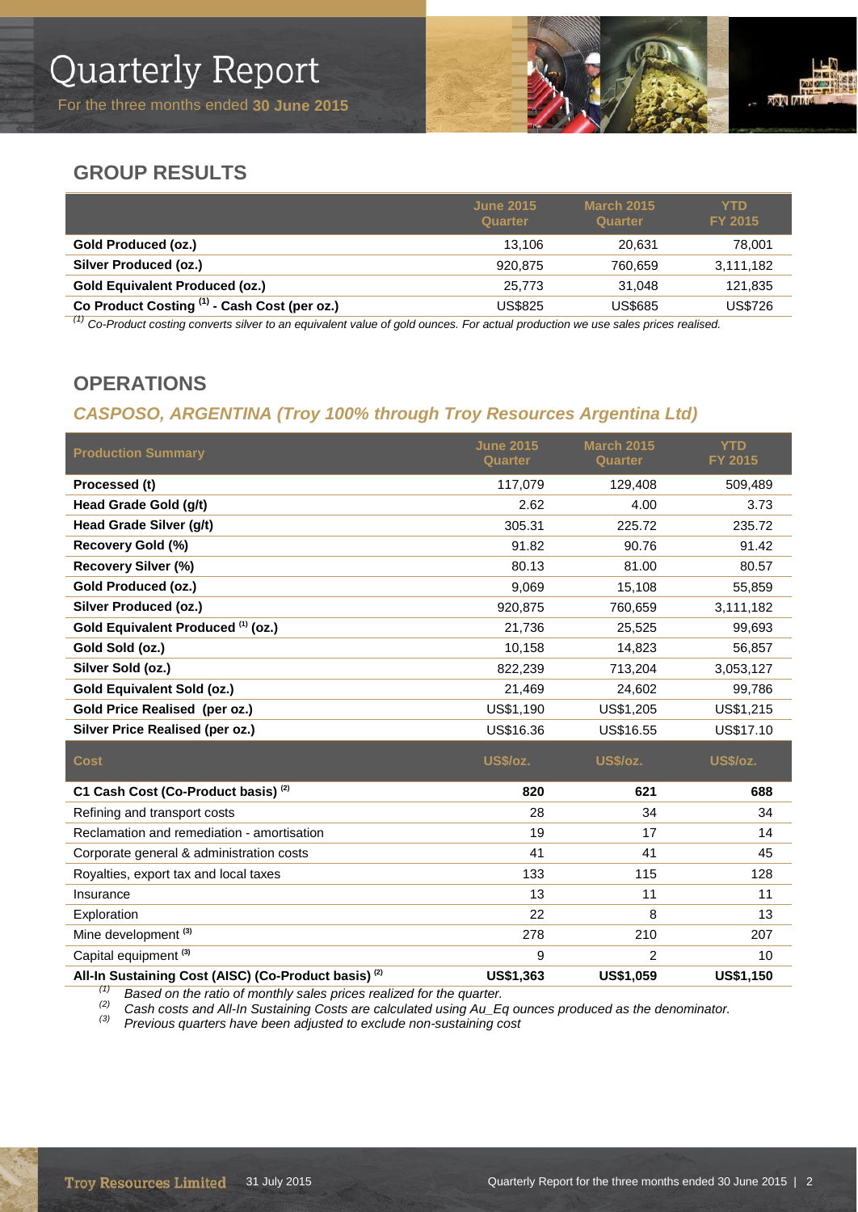# Quarterly Report

For the three months ended **30 June 2015**

## GROUP RESULTS

| | June 2015 Quarter | March 2015 Quarter | YTD FY 2015 |
|---|---|---|---|
| **Gold Produced (oz.)** | 13,106 | 20,631 | 78,001 |
| **Silver Produced (oz.)** | 920,875 | 760,659 | 3,111,182 |
| **Gold Equivalent Produced (oz.)** | 25,773 | 31,048 | 121,835 |
| **Co Product Costing [1] - Cash Cost (per oz.)** | US$825 | US$685 | US$726 |

*[1] Co-Product costing converts silver to an equivalent value of gold ounces. For actual production we use sales prices realised.*

## OPERATIONS

### *CASPOSO, ARGENTINA (Troy 100% through Troy Resources Argentina Ltd)*

| Production Summary | June 2015 Quarter | March 2015 Quarter | YTD FY 2015 |
|---|---|---|---|
| **Processed (t)** | 117,079 | 129,408 | 509,489 |
| **Head Grade Gold (g/t)** | 2.62 | 4.00 | 3.73 |
| **Head Grade Silver (g/t)** | 305.31 | 225.72 | 235.72 |
| **Recovery Gold (%)** | 91.82 | 90.76 | 91.42 |
| **Recovery Silver (%)** | 80.13 | 81.00 | 80.57 |
| **Gold Produced (oz.)** | 9,069 | 15,108 | 55,859 |
| **Silver Produced (oz.)** | 920,875 | 760,659 | 3,111,182 |
| **Gold Equivalent Produced [1] (oz.)** | 21,736 | 25,525 | 99,693 |
| **Gold Sold (oz.)** | 10,158 | 14,823 | 56,857 |
| **Silver Sold (oz.)** | 822,239 | 713,204 | 3,053,127 |
| **Gold Equivalent Sold (oz.)** | 21,469 | 24,602 | 99,786 |
| **Gold Price Realised (per oz.)** | US$1,190 | US$1,205 | US$1,215 |
| **Silver Price Realised (per oz.)** | US$16.36 | US$16.55 | US$17.10 |

| Cost | US$/oz. | US$/oz. | US$/oz. |
|---|---|---|---|
| **C1 Cash Cost (Co-Product basis) [2]** | **820** | **621** | **688** |
| Refining and transport costs | 28 | 34 | 34 |
| Reclamation and remediation - amortisation | 19 | 17 | 14 |
| Corporate general & administration costs | 41 | 41 | 45 |
| Royalties, export tax and local taxes | 133 | 115 | 128 |
| Insurance | 13 | 11 | 11 |
| Exploration | 22 | 8 | 13 |
| Mine development [3] | 278 | 210 | 207 |
| Capital equipment [3] | 9 | 2 | 10 |
| **All-In Sustaining Cost (AISC) (Co-Product basis) [2]** | **US$1,363** | **US$1,059** | **US$1,150** |

*[1] Based on the ratio of monthly sales prices realized for the quarter.*
*[2] Cash costs and All-In Sustaining Costs are calculated using Au_Eq ounces produced as the denominator.*
*[3] Previous quarters have been adjusted to exclude non-sustaining cost*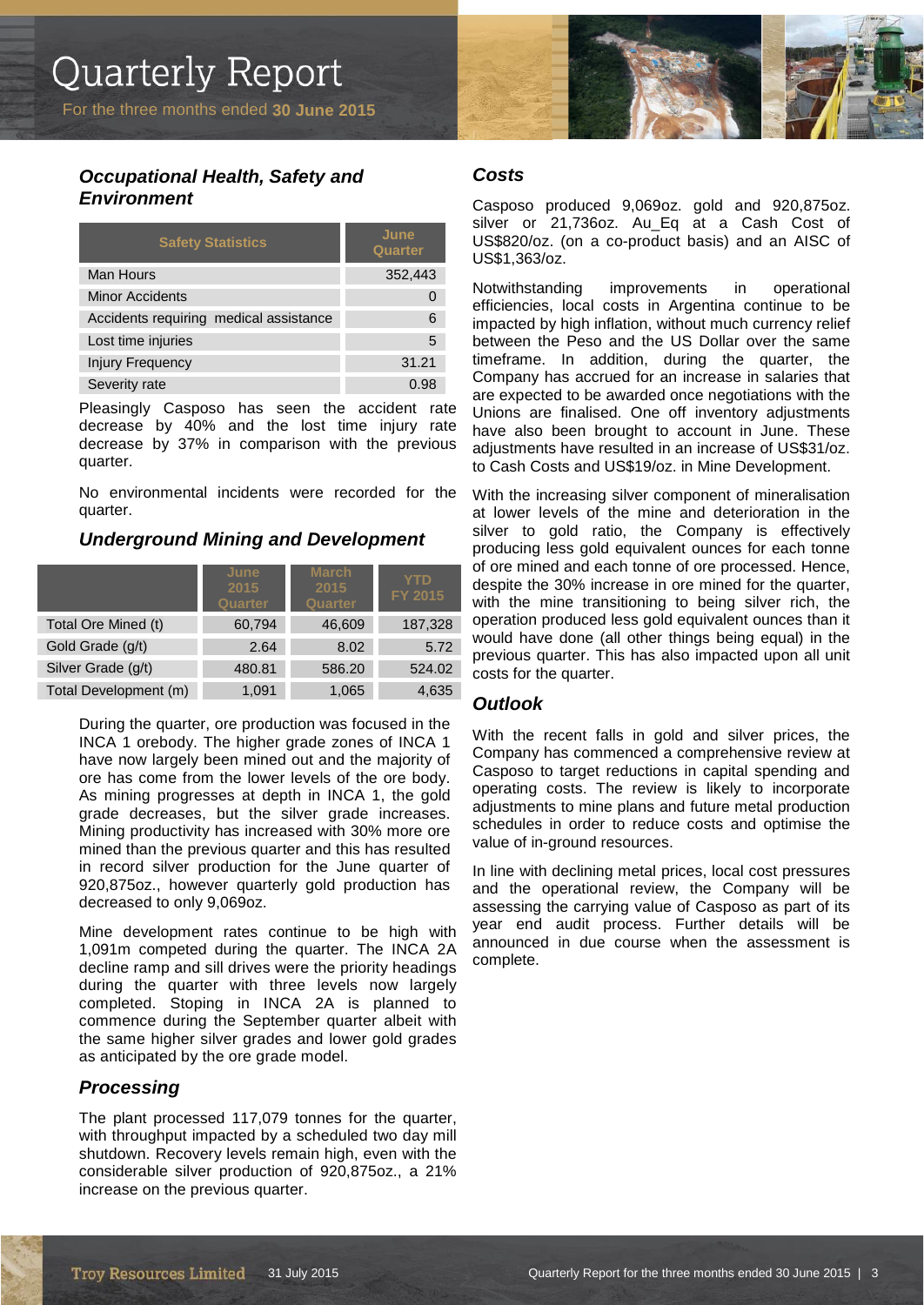### *Occupational Health, Safety and Environment*

| Safety Statistics | June Quarter |
|---|---|
| Man Hours | 352,443 |
| Minor Accidents | 0 |
| Accidents requiring medical assistance | 6 |
| Lost time injuries | 5 |
| Injury Frequency | 31.21 |
| Severity rate | 0.98 |

Pleasingly Casposo has seen the accident rate decrease by 40% and the lost time injury rate decrease by 37% in comparison with the previous quarter.

No environmental incidents were recorded for the quarter.

### *Underground Mining and Development*

| | June 2015 Quarter | March 2015 Quarter | YTD FY 2015 |
|---|---|---|---|
| Total Ore Mined (t) | 60,794 | 46,609 | 187,328 |
| Gold Grade (g/t) | 2.64 | 8.02 | 5.72 |
| Silver Grade (g/t) | 480.81 | 586.20 | 524.02 |
| Total Development (m) | 1,091 | 1,065 | 4,635 |

During the quarter, ore production was focused in the INCA 1 orebody. The higher grade zones of INCA 1 have now largely been mined out and the majority of ore has come from the lower levels of the ore body. As mining progresses at depth in INCA 1, the gold grade decreases, but the silver grade increases. Mining productivity has increased with 30% more ore mined than the previous quarter and this has resulted in record silver production for the June quarter of 920,875oz., however quarterly gold production has decreased to only 9,069oz.

Mine development rates continue to be high with 1,091m competed during the quarter. The INCA 2A decline ramp and sill drives were the priority headings during the quarter with three levels now largely completed. Stoping in INCA 2A is planned to commence during the September quarter albeit with the same higher silver grades and lower gold grades as anticipated by the ore grade model.

### *Processing*

The plant processed 117,079 tonnes for the quarter, with throughput impacted by a scheduled two day mill shutdown. Recovery levels remain high, even with the considerable silver production of 920,875oz., a 21% increase on the previous quarter.

### *Costs*

Casposo produced 9,069oz. gold and 920,875oz. silver or 21,736oz. Au_Eq at a Cash Cost of US$820/oz. (on a co-product basis) and an AISC of US$1,363/oz.

Notwithstanding improvements in operational efficiencies, local costs in Argentina continue to be impacted by high inflation, without much currency relief between the Peso and the US Dollar over the same timeframe. In addition, during the quarter, the Company has accrued for an increase in salaries that are expected to be awarded once negotiations with the Unions are finalised. One off inventory adjustments have also been brought to account in June. These adjustments have resulted in an increase of US$31/oz. to Cash Costs and US$19/oz. in Mine Development.

With the increasing silver component of mineralisation at lower levels of the mine and deterioration in the silver to gold ratio, the Company is effectively producing less gold equivalent ounces for each tonne of ore mined and each tonne of ore processed. Hence, despite the 30% increase in ore mined for the quarter, with the mine transitioning to being silver rich, the operation produced less gold equivalent ounces than it would have done (all other things being equal) in the previous quarter. This has also impacted upon all unit costs for the quarter.

### *Outlook*

With the recent falls in gold and silver prices, the Company has commenced a comprehensive review at Casposo to target reductions in capital spending and operating costs. The review is likely to incorporate adjustments to mine plans and future metal production schedules in order to reduce costs and optimise the value of in-ground resources.

In line with declining metal prices, local cost pressures and the operational review, the Company will be assessing the carrying value of Casposo as part of its year end audit process. Further details will be announced in due course when the assessment is complete.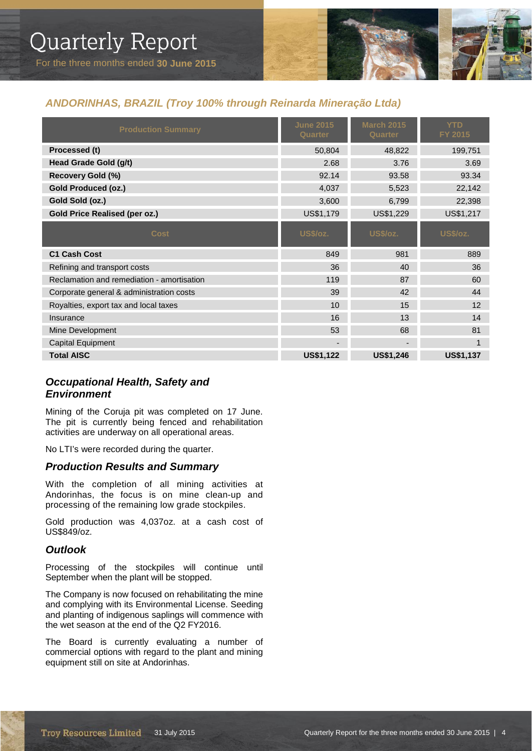## *ANDORINHAS, BRAZIL (Troy 100% through Reinarda Mineração Ltda)*

| Production Summary | June 2015 Quarter | March 2015 Quarter | YTD FY 2015 |
|---|---|---|---|
| **Processed (t)** | 50,804 | 48,822 | 199,751 |
| **Head Grade Gold (g/t)** | 2.68 | 3.76 | 3.69 |
| **Recovery Gold (%)** | 92.14 | 93.58 | 93.34 |
| **Gold Produced (oz.)** | 4,037 | 5,523 | 22,142 |
| **Gold Sold (oz.)** | 3,600 | 6,799 | 22,398 |
| **Gold Price Realised (per oz.)** | US$1,179 | US$1,229 | US$1,217 |
| **Cost** | **US$/oz.** | **US$/oz.** | **US$/oz.** |
| **C1 Cash Cost** | 849 | 981 | 889 |
| Refining and transport costs | 36 | 40 | 36 |
| Reclamation and remediation - amortisation | 119 | 87 | 60 |
| Corporate general & administration costs | 39 | 42 | 44 |
| Royalties, export tax and local taxes | 10 | 15 | 12 |
| Insurance | 16 | 13 | 14 |
| Mine Development | 53 | 68 | 81 |
| Capital Equipment | - | - | 1 |
| **Total AISC** | **US$1,122** | **US$1,246** | **US$1,137** |

### *Occupational Health, Safety and Environment*

Mining of the Coruja pit was completed on 17 June. The pit is currently being fenced and rehabilitation activities are underway on all operational areas.

No LTI's were recorded during the quarter.

### *Production Results and Summary*

With the completion of all mining activities at Andorinhas, the focus is on mine clean-up and processing of the remaining low grade stockpiles.

Gold production was 4,037oz. at a cash cost of US$849/oz.

### *Outlook*

Processing of the stockpiles will continue until September when the plant will be stopped.

The Company is now focused on rehabilitating the mine and complying with its Environmental License. Seeding and planting of indigenous saplings will commence with the wet season at the end of the Q2 FY2016.

The Board is currently evaluating a number of commercial options with regard to the plant and mining equipment still on site at Andorinhas.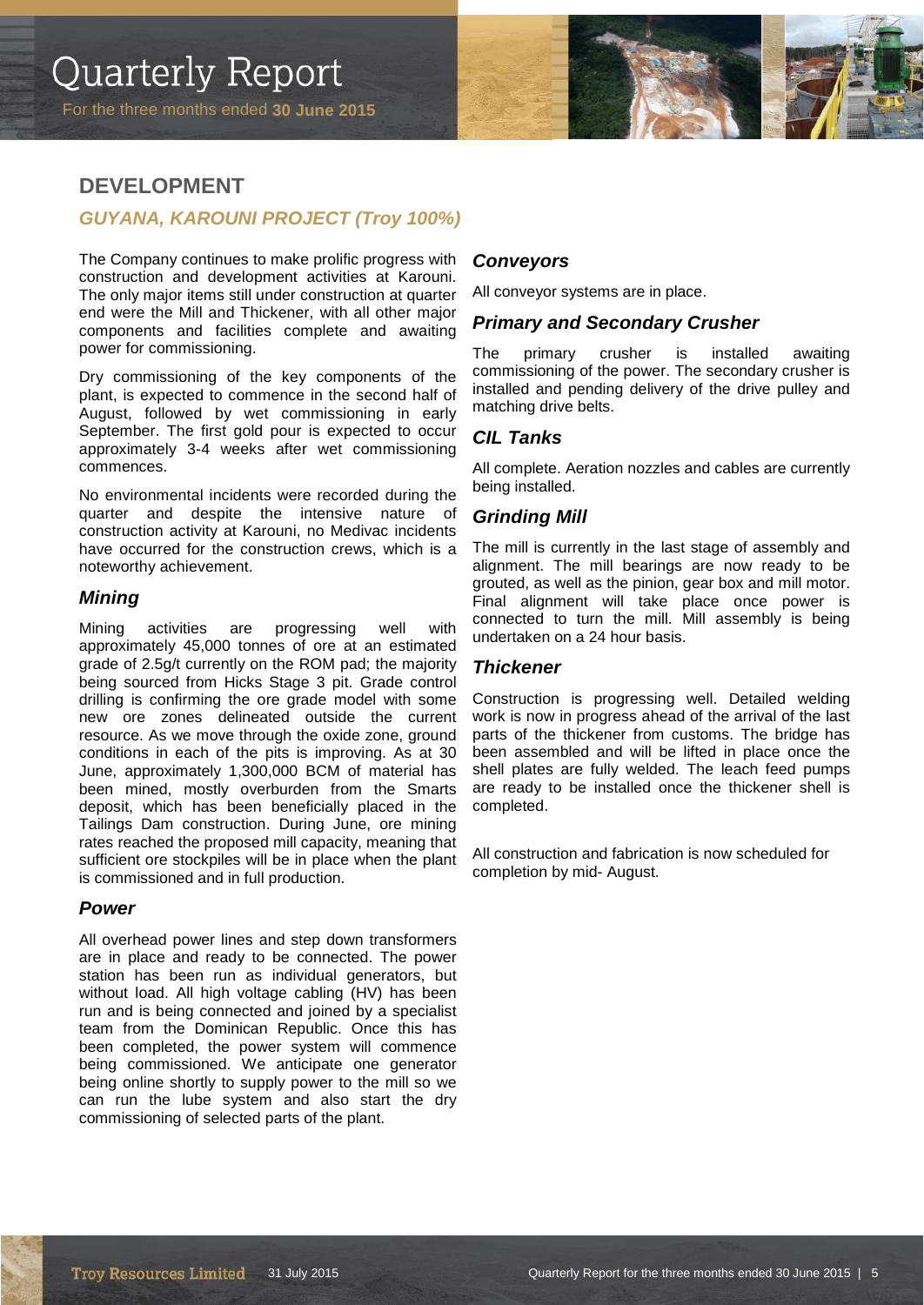## DEVELOPMENT

### *GUYANA, KAROUNI PROJECT (Troy 100%)*

The Company continues to make prolific progress with construction and development activities at Karouni. The only major items still under construction at quarter end were the Mill and Thickener, with all other major components and facilities complete and awaiting power for commissioning.

Dry commissioning of the key components of the plant, is expected to commence in the second half of August, followed by wet commissioning in early September. The first gold pour is expected to occur approximately 3-4 weeks after wet commissioning commences.

No environmental incidents were recorded during the quarter and despite the intensive nature of construction activity at Karouni, no Medivac incidents have occurred for the construction crews, which is a noteworthy achievement.

#### *Mining*

Mining activities are progressing well with approximately 45,000 tonnes of ore at an estimated grade of 2.5g/t currently on the ROM pad; the majority being sourced from Hicks Stage 3 pit. Grade control drilling is confirming the ore grade model with some new ore zones delineated outside the current resource. As we move through the oxide zone, ground conditions in each of the pits is improving. As at 30 June, approximately 1,300,000 BCM of material has been mined, mostly overburden from the Smarts deposit, which has been beneficially placed in the Tailings Dam construction. During June, ore mining rates reached the proposed mill capacity, meaning that sufficient ore stockpiles will be in place when the plant is commissioned and in full production.

#### *Power*

All overhead power lines and step down transformers are in place and ready to be connected. The power station has been run as individual generators, but without load. All high voltage cabling (HV) has been run and is being connected and joined by a specialist team from the Dominican Republic. Once this has been completed, the power system will commence being commissioned. We anticipate one generator being online shortly to supply power to the mill so we can run the lube system and also start the dry commissioning of selected parts of the plant.

#### *Conveyors*

All conveyor systems are in place.

#### *Primary and Secondary Crusher*

The primary crusher is installed awaiting commissioning of the power. The secondary crusher is installed and pending delivery of the drive pulley and matching drive belts.

#### *CIL Tanks*

All complete. Aeration nozzles and cables are currently being installed.

#### *Grinding Mill*

The mill is currently in the last stage of assembly and alignment. The mill bearings are now ready to be grouted, as well as the pinion, gear box and mill motor. Final alignment will take place once power is connected to turn the mill. Mill assembly is being undertaken on a 24 hour basis.

#### *Thickener*

Construction is progressing well. Detailed welding work is now in progress ahead of the arrival of the last parts of the thickener from customs. The bridge has been assembled and will be lifted in place once the shell plates are fully welded. The leach feed pumps are ready to be installed once the thickener shell is completed.

All construction and fabrication is now scheduled for completion by mid- August.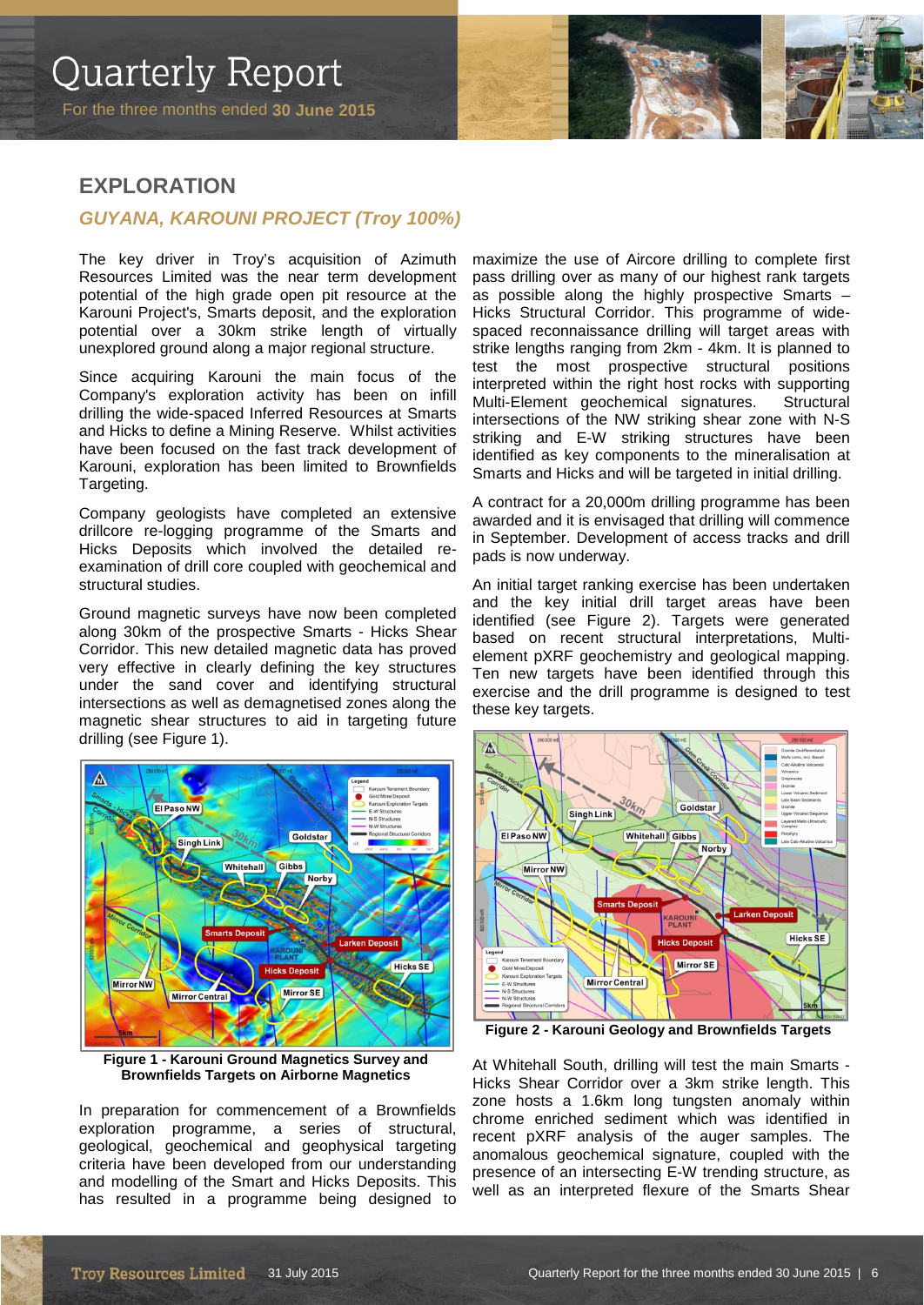## EXPLORATION

### *GUYANA, KAROUNI PROJECT (Troy 100%)*

The key driver in Troy's acquisition of Azimuth Resources Limited was the near term development potential of the high grade open pit resource at the Karouni Project's, Smarts deposit, and the exploration potential over a 30km strike length of virtually unexplored ground along a major regional structure.

Since acquiring Karouni the main focus of the Company's exploration activity has been on infill drilling the wide-spaced Inferred Resources at Smarts and Hicks to define a Mining Reserve. Whilst activities have been focused on the fast track development of Karouni, exploration has been limited to Brownfields Targeting.

Company geologists have completed an extensive drillcore re-logging programme of the Smarts and Hicks Deposits which involved the detailed re-examination of drill core coupled with geochemical and structural studies.

Ground magnetic surveys have now been completed along 30km of the prospective Smarts - Hicks Shear Corridor. This new detailed magnetic data has proved very effective in clearly defining the key structures under the sand cover and identifying structural intersections as well as demagnetised zones along the magnetic shear structures to aid in targeting future drilling (see Figure 1).

**Figure 1 - Karouni Ground Magnetics Survey and Brownfields Targets on Airborne Magnetics**

In preparation for commencement of a Brownfields exploration programme, a series of structural, geological, geochemical and geophysical targeting criteria have been developed from our understanding and modelling of the Smart and Hicks Deposits. This has resulted in a programme being designed to maximize the use of Aircore drilling to complete first pass drilling over as many of our highest rank targets as possible along the highly prospective Smarts – Hicks Structural Corridor. This programme of wide-spaced reconnaissance drilling will target areas with strike lengths ranging from 2km - 4km. It is planned to test the most prospective structural positions interpreted within the right host rocks with supporting Multi-Element geochemical signatures. Structural intersections of the NW striking shear zone with N-S striking and E-W striking structures have been identified as key components to the mineralisation at Smarts and Hicks and will be targeted in initial drilling.

A contract for a 20,000m drilling programme has been awarded and it is envisaged that drilling will commence in September. Development of access tracks and drill pads is now underway.

An initial target ranking exercise has been undertaken and the key initial drill target areas have been identified (see Figure 2). Targets were generated based on recent structural interpretations, Multi-element pXRF geochemistry and geological mapping. Ten new targets have been identified through this exercise and the drill programme is designed to test these key targets.

**Figure 2 - Karouni Geology and Brownfields Targets**

At Whitehall South, drilling will test the main Smarts - Hicks Shear Corridor over a 3km strike length. This zone hosts a 1.6km long tungsten anomaly within chrome enriched sediment which was identified in recent pXRF analysis of the auger samples. The anomalous geochemical signature, coupled with the presence of an intersecting E-W trending structure, as well as an interpreted flexure of the Smarts Shear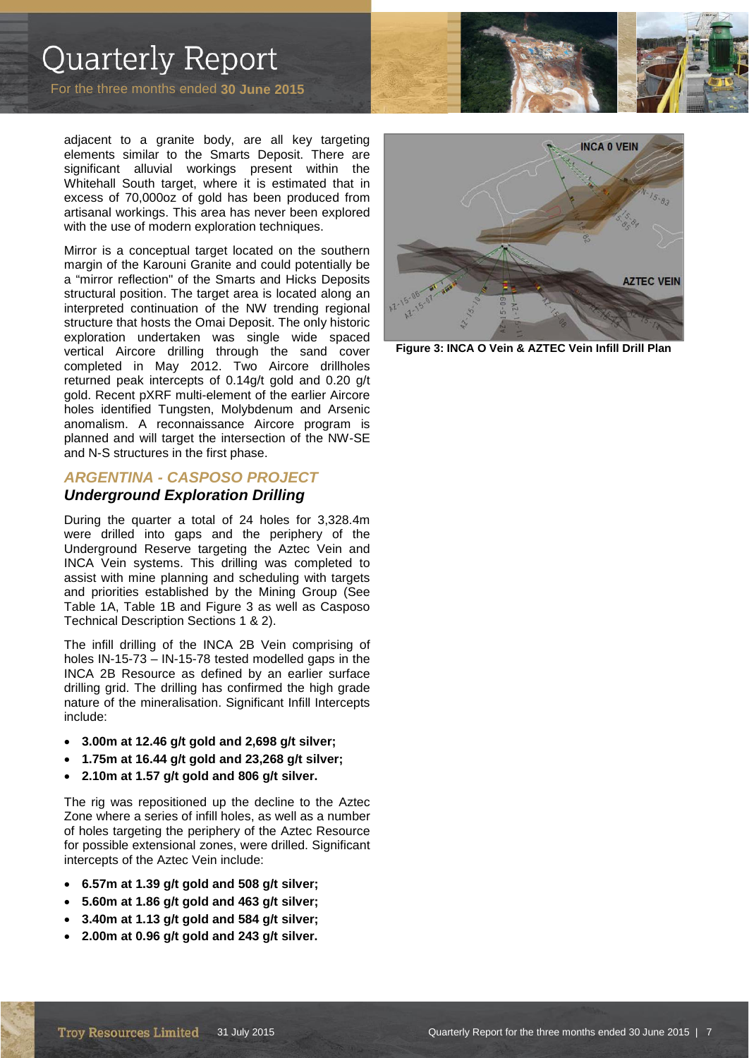adjacent to a granite body, are all key targeting elements similar to the Smarts Deposit. There are significant alluvial workings present within the Whitehall South target, where it is estimated that in excess of 70,000oz of gold has been produced from artisanal workings. This area has never been explored with the use of modern exploration techniques.

Mirror is a conceptual target located on the southern margin of the Karouni Granite and could potentially be a "mirror reflection" of the Smarts and Hicks Deposits structural position. The target area is located along an interpreted continuation of the NW trending regional structure that hosts the Omai Deposit. The only historic exploration undertaken was single wide spaced vertical Aircore drilling through the sand cover completed in May 2012. Two Aircore drillholes returned peak intercepts of 0.14g/t gold and 0.20 g/t gold. Recent pXRF multi-element of the earlier Aircore holes identified Tungsten, Molybdenum and Arsenic anomalism. A reconnaissance Aircore program is planned and will target the intersection of the NW-SE and N-S structures in the first phase.

## *ARGENTINA - CASPOSO PROJECT*

### *Underground Exploration Drilling*

During the quarter a total of 24 holes for 3,328.4m were drilled into gaps and the periphery of the Underground Reserve targeting the Aztec Vein and INCA Vein systems. This drilling was completed to assist with mine planning and scheduling with targets and priorities established by the Mining Group (See Table 1A, Table 1B and Figure 3 as well as Casposo Technical Description Sections 1 & 2).

The infill drilling of the INCA 2B Vein comprising of holes IN-15-73 – IN-15-78 tested modelled gaps in the INCA 2B Resource as defined by an earlier surface drilling grid. The drilling has confirmed the high grade nature of the mineralisation. Significant Infill Intercepts include:

- **3.00m at 12.46 g/t gold and 2,698 g/t silver;**
- **1.75m at 16.44 g/t gold and 23,268 g/t silver;**
- **2.10m at 1.57 g/t gold and 806 g/t silver.**

The rig was repositioned up the decline to the Aztec Zone where a series of infill holes, as well as a number of holes targeting the periphery of the Aztec Resource for possible extensional zones, were drilled. Significant intercepts of the Aztec Vein include:

- **6.57m at 1.39 g/t gold and 508 g/t silver;**
- **5.60m at 1.86 g/t gold and 463 g/t silver;**
- **3.40m at 1.13 g/t gold and 584 g/t silver;**
- **2.00m at 0.96 g/t gold and 243 g/t silver.**

**Figure 3: INCA O Vein & AZTEC Vein Infill Drill Plan**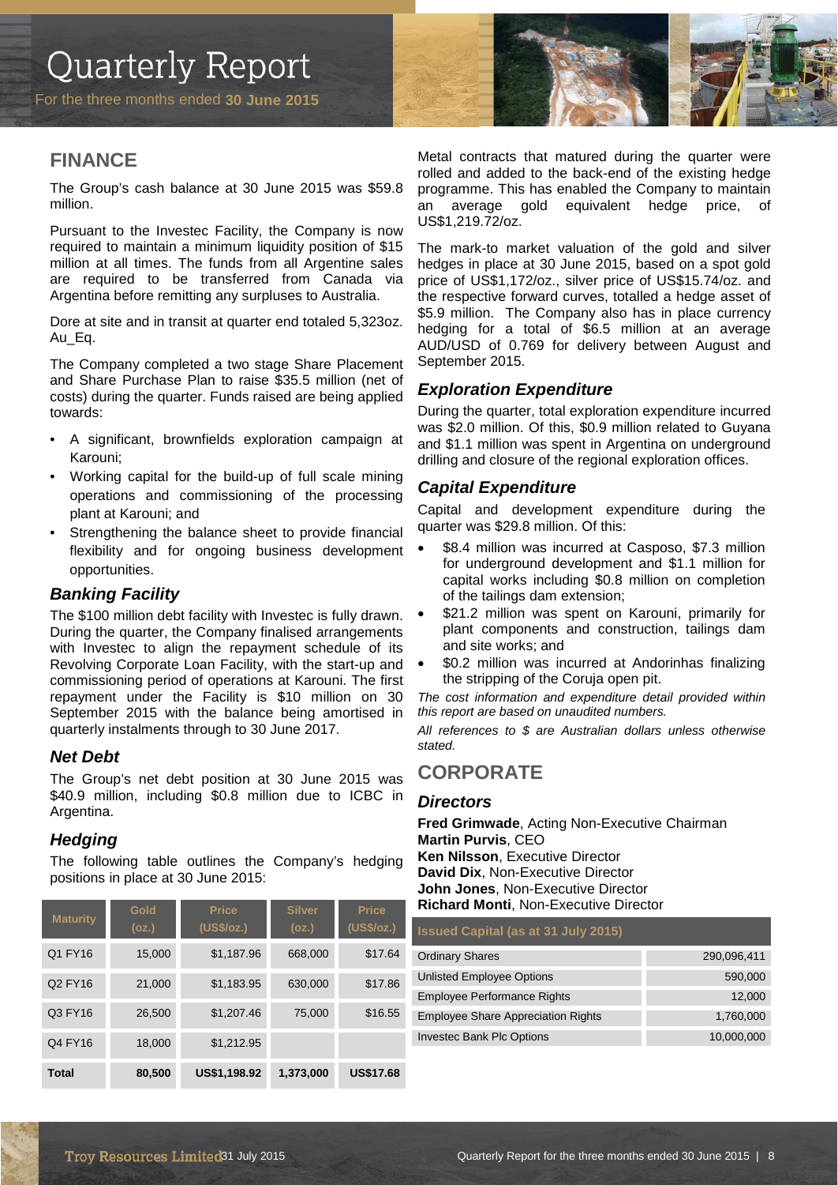## FINANCE

The Group's cash balance at 30 June 2015 was $59.8 million.

Pursuant to the Investec Facility, the Company is now required to maintain a minimum liquidity position of $15 million at all times. The funds from all Argentine sales are required to be transferred from Canada via Argentina before remitting any surpluses to Australia.

Dore at site and in transit at quarter end totaled 5,323oz. Au_Eq.

The Company completed a two stage Share Placement and Share Purchase Plan to raise $35.5 million (net of costs) during the quarter. Funds raised are being applied towards:

- A significant, brownfields exploration campaign at Karouni;
- Working capital for the build-up of full scale mining operations and commissioning of the processing plant at Karouni; and
- Strengthening the balance sheet to provide financial flexibility and for ongoing business development opportunities.

### *Banking Facility*

The $100 million debt facility with Investec is fully drawn. During the quarter, the Company finalised arrangements with Investec to align the repayment schedule of its Revolving Corporate Loan Facility, with the start-up and commissioning period of operations at Karouni. The first repayment under the Facility is $10 million on 30 September 2015 with the balance being amortised in quarterly instalments through to 30 June 2017.

### *Net Debt*

The Group's net debt position at 30 June 2015 was $40.9 million, including $0.8 million due to ICBC in Argentina.

### *Hedging*

The following table outlines the Company's hedging positions in place at 30 June 2015:

| Maturity | Gold (oz.) | Price (US$/oz.) | Silver (oz.) | Price (US$/oz.) |
|---|---|---|---|---|
| Q1 FY16 | 15,000 | $1,187.96 | 668,000 | $17.64 |
| Q2 FY16 | 21,000 | $1,183.95 | 630,000 | $17.86 |
| Q3 FY16 | 26,500 | $1,207.46 | 75,000 | $16.55 |
| Q4 FY16 | 18,000 | $1,212.95 | | |
| **Total** | **80,500** | **US$1,198.92** | **1,373,000** | **US$17.68** |

Metal contracts that matured during the quarter were rolled and added to the back-end of the existing hedge programme. This has enabled the Company to maintain an average gold equivalent hedge price, of US$1,219.72/oz.

The mark-to market valuation of the gold and silver hedges in place at 30 June 2015, based on a spot gold price of US$1,172/oz., silver price of US$15.74/oz. and the respective forward curves, totalled a hedge asset of $5.9 million. The Company also has in place currency hedging for a total of $6.5 million at an average AUD/USD of 0.769 for delivery between August and September 2015.

### *Exploration Expenditure*

During the quarter, total exploration expenditure incurred was $2.0 million. Of this, $0.9 million related to Guyana and $1.1 million was spent in Argentina on underground drilling and closure of the regional exploration offices.

### *Capital Expenditure*

Capital and development expenditure during the quarter was $29.8 million. Of this:

- $8.4 million was incurred at Casposo, $7.3 million for underground development and $1.1 million for capital works including $0.8 million on completion of the tailings dam extension;
- $21.2 million was spent on Karouni, primarily for plant components and construction, tailings dam and site works; and
- $0.2 million was incurred at Andorinhas finalizing the stripping of the Coruja open pit.

*The cost information and expenditure detail provided within this report are based on unaudited numbers.*

*All references to $ are Australian dollars unless otherwise stated.*

## CORPORATE

### *Directors*

**Fred Grimwade**, Acting Non-Executive Chairman
**Martin Purvis**, CEO
**Ken Nilsson**, Executive Director
**David Dix**, Non-Executive Director
**John Jones**, Non-Executive Director
**Richard Monti**, Non-Executive Director

| Issued Capital (as at 31 July 2015) | |
|---|---|
| Ordinary Shares | 290,096,411 |
| Unlisted Employee Options | 590,000 |
| Employee Performance Rights | 12,000 |
| Employee Share Appreciation Rights | 1,760,000 |
| Investec Bank Plc Options | 10,000,000 |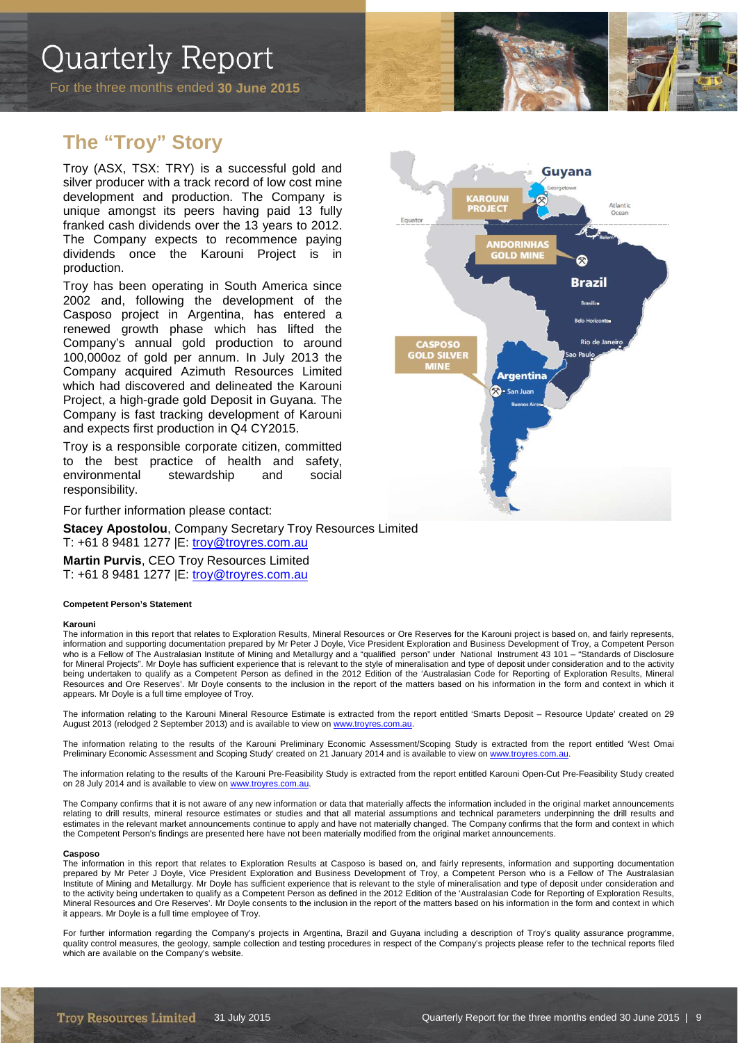# Quarterly Report

For the three months ended **30 June 2015**

## The "Troy" Story

Troy (ASX, TSX: TRY) is a successful gold and silver producer with a track record of low cost mine development and production. The Company is unique amongst its peers having paid 13 fully franked cash dividends over the 13 years to 2012. The Company expects to recommence paying dividends once the Karouni Project is in production.

Troy has been operating in South America since 2002 and, following the development of the Casposo project in Argentina, has entered a renewed growth phase which has lifted the Company's annual gold production to around 100,000oz of gold per annum. In July 2013 the Company acquired Azimuth Resources Limited which had discovered and delineated the Karouni Project, a high-grade gold Deposit in Guyana. The Company is fast tracking development of Karouni and expects first production in Q4 CY2015.

Troy is a responsible corporate citizen, committed to the best practice of health and safety, environmental stewardship and social responsibility.

For further information please contact:

**Stacey Apostolou**, Company Secretary Troy Resources Limited
T: +61 8 9481 1277 |E: troy@troyres.com.au

**Martin Purvis**, CEO Troy Resources Limited
T: +61 8 9481 1277 |E: troy@troyres.com.au

#### Competent Person's Statement

**Karouni**

The information in this report that relates to Exploration Results, Mineral Resources or Ore Reserves for the Karouni project is based on, and fairly represents, information and supporting documentation prepared by Mr Peter J Doyle, Vice President Exploration and Business Development of Troy, a Competent Person who is a Fellow of The Australasian Institute of Mining and Metallurgy and a "qualified person" under National Instrument 43 101 – "Standards of Disclosure for Mineral Projects". Mr Doyle has sufficient experience that is relevant to the style of mineralisation and type of deposit under consideration and to the activity being undertaken to qualify as a Competent Person as defined in the 2012 Edition of the 'Australasian Code for Reporting of Exploration Results, Mineral Resources and Ore Reserves'. Mr Doyle consents to the inclusion in the report of the matters based on his information in the form and context in which it appears. Mr Doyle is a full time employee of Troy.

The information relating to the Karouni Mineral Resource Estimate is extracted from the report entitled 'Smarts Deposit – Resource Update' created on 29 August 2013 (relodged 2 September 2013) and is available to view on www.troyres.com.au.

The information relating to the results of the Karouni Preliminary Economic Assessment/Scoping Study is extracted from the report entitled 'West Omai Preliminary Economic Assessment and Scoping Study' created on 21 January 2014 and is available to view on www.troyres.com.au.

The information relating to the results of the Karouni Pre-Feasibility Study is extracted from the report entitled Karouni Open-Cut Pre-Feasibility Study created on 28 July 2014 and is available to view on www.troyres.com.au.

The Company confirms that it is not aware of any new information or data that materially affects the information included in the original market announcements relating to drill results, mineral resource estimates or studies and that all material assumptions and technical parameters underpinning the drill results and estimates in the relevant market announcements continue to apply and have not materially changed. The Company confirms that the form and context in which the Competent Person's findings are presented here have not been materially modified from the original market announcements.

**Casposo**

The information in this report that relates to Exploration Results at Casposo is based on, and fairly represents, information and supporting documentation prepared by Mr Peter J Doyle, Vice President Exploration and Business Development of Troy, a Competent Person who is a Fellow of The Australasian Institute of Mining and Metallurgy. Mr Doyle has sufficient experience that is relevant to the style of mineralisation and type of deposit under consideration and to the activity being undertaken to qualify as a Competent Person as defined in the 2012 Edition of the 'Australasian Code for Reporting of Exploration Results, Mineral Resources and Ore Reserves'. Mr Doyle consents to the inclusion in the report of the matters based on his information in the form and context in which it appears. Mr Doyle is a full time employee of Troy.

For further information regarding the Company's projects in Argentina, Brazil and Guyana including a description of Troy's quality assurance programme, quality control measures, the geology, sample collection and testing procedures in respect of the Company's projects please refer to the technical reports filed which are available on the Company's website.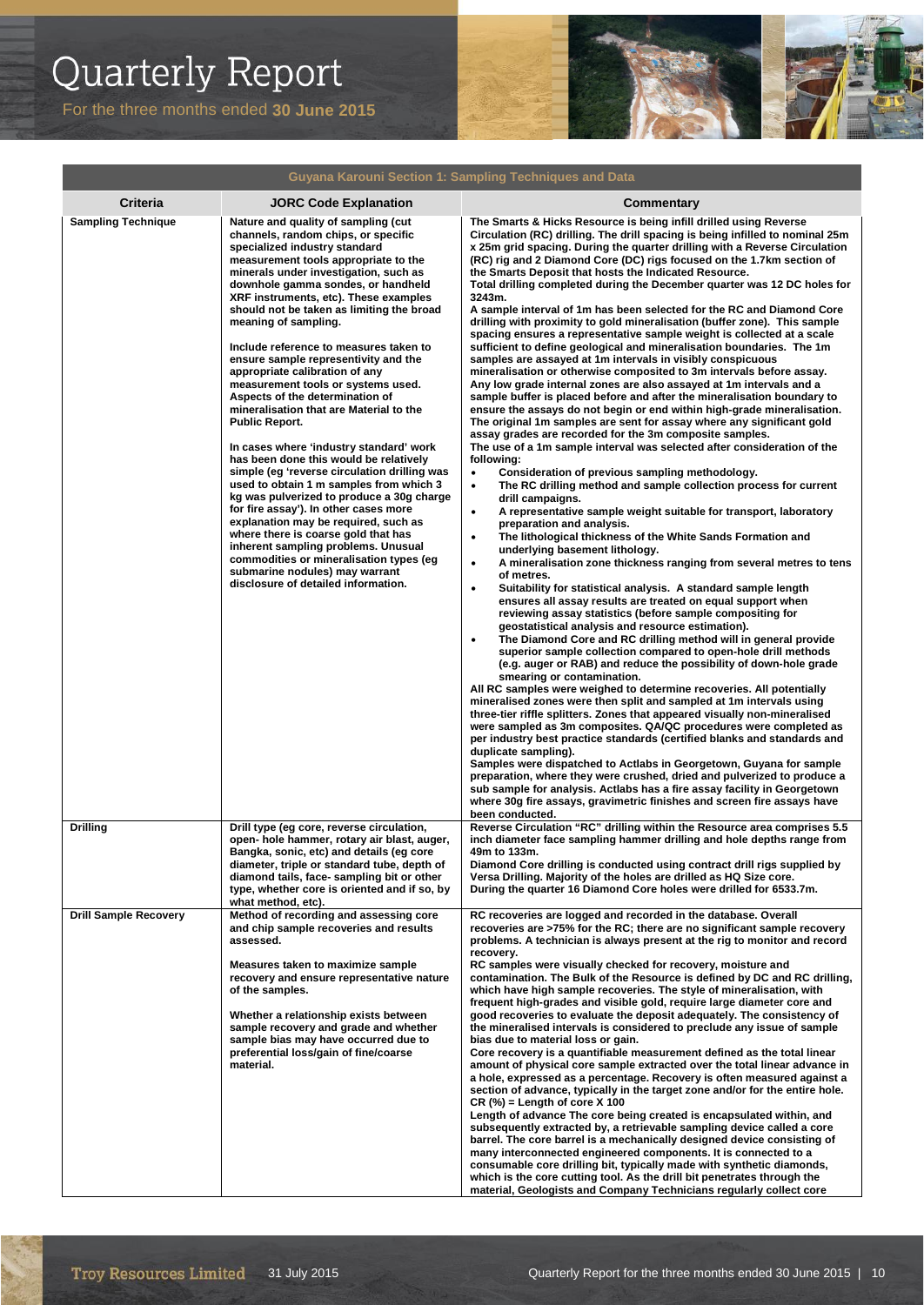| Guyana Karouni Section 1: Sampling Techniques and Data | | |
|---|---|---|
| **Criteria** | **JORC Code Explanation** | **Commentary** |
| **Sampling Technique** | **Nature and quality of sampling (cut channels, random chips, or specific specialized industry standard measurement tools appropriate to the minerals under investigation, such as downhole gamma sondes, or handheld XRF instruments, etc). These examples should not be taken as limiting the broad meaning of sampling.**<br><br>**Include reference to measures taken to ensure sample representivity and the appropriate calibration of any measurement tools or systems used. Aspects of the determination of mineralisation that are Material to the Public Report.**<br><br>**In cases where 'industry standard' work has been done this would be relatively simple (eg 'reverse circulation drilling was used to obtain 1 m samples from which 3 kg was pulverized to produce a 30g charge for fire assay'). In other cases more explanation may be required, such as where there is coarse gold that has inherent sampling problems. Unusual commodities or mineralisation types (eg submarine nodules) may warrant disclosure of detailed information.** | **The Smarts & Hicks Resource is being infill drilled using Reverse Circulation (RC) drilling. The drill spacing is being infilled to nominal 25m x 25m grid spacing. During the quarter drilling with a Reverse Circulation (RC) rig and 2 Diamond Core (DC) rigs focused on the 1.7km section of the Smarts Deposit that hosts the Indicated Resource.**<br>**Total drilling completed during the December quarter was 12 DC holes for 3243m.**<br>**A sample interval of 1m has been selected for the RC and Diamond Core drilling with proximity to gold mineralisation (buffer zone). This sample spacing ensures a representative sample weight is collected at a scale sufficient to define geological and mineralisation boundaries. The 1m samples are assayed at 1m intervals in visibly conspicuous mineralisation or otherwise composited to 3m intervals before assay. Any low grade internal zones are also assayed at 1m intervals and a sample buffer is placed before and after the mineralisation boundary to ensure the assays do not begin or end within high-grade mineralisation. The original 1m samples are sent for assay where any significant gold assay grades are recorded for the 3m composite samples.**<br>**The use of a 1m sample interval was selected after consideration of the following:**<br>• **Consideration of previous sampling methodology.**<br>• **The RC drilling method and sample collection process for current drill campaigns.**<br>• **A representative sample weight suitable for transport, laboratory preparation and analysis.**<br>• **The lithological thickness of the White Sands Formation and underlying basement lithology.**<br>• **A mineralisation zone thickness ranging from several metres to tens of metres.**<br>• **Suitability for statistical analysis. A standard sample length ensures all assay results are treated on equal support when reviewing assay statistics (before sample compositing for geostatistical analysis and resource estimation).**<br>• **The Diamond Core and RC drilling method will in general provide superior sample collection compared to open-hole drill methods (e.g. auger or RAB) and reduce the possibility of down-hole grade smearing or contamination.**<br>**All RC samples were weighed to determine recoveries. All potentially mineralised zones were then split and sampled at 1m intervals using three-tier riffle splitters. Zones that appeared visually non-mineralised were sampled as 3m composites. QA/QC procedures were completed as per industry best practice standards (certified blanks and standards and duplicate sampling).**<br>**Samples were dispatched to Actlabs in Georgetown, Guyana for sample preparation, where they were crushed, dried and pulverized to produce a sub sample for analysis. Actlabs has a fire assay facility in Georgetown where 30g fire assays, gravimetric finishes and screen fire assays have been conducted.** |
| **Drilling** | **Drill type (eg core, reverse circulation, open- hole hammer, rotary air blast, auger, Bangka, sonic, etc) and details (eg core diameter, triple or standard tube, depth of diamond tails, face- sampling bit or other type, whether core is oriented and if so, by what method, etc).** | **Reverse Circulation "RC" drilling within the Resource area comprises 5.5 inch diameter face sampling hammer drilling and hole depths range from 49m to 133m.**<br>**Diamond Core drilling is conducted using contract drill rigs supplied by Versa Drilling. Majority of the holes are drilled as HQ Size core.**<br>**During the quarter 16 Diamond Core holes were drilled for 6533.7m.** |
| **Drill Sample Recovery** | **Method of recording and assessing core and chip sample recoveries and results assessed.**<br><br>**Measures taken to maximize sample recovery and ensure representative nature of the samples.**<br><br>**Whether a relationship exists between sample recovery and grade and whether sample bias may have occurred due to preferential loss/gain of fine/coarse material.** | **RC recoveries are logged and recorded in the database. Overall recoveries are >75% for the RC; there are no significant sample recovery problems. A technician is always present at the rig to monitor and record recovery.**<br>**RC samples were visually checked for recovery, moisture and contamination. The Bulk of the Resource is defined by DC and RC drilling, which have high sample recoveries. The style of mineralisation, with frequent high-grades and visible gold, require large diameter core and good recoveries to evaluate the deposit adequately. The consistency of the mineralised intervals is considered to preclude any issue of sample bias due to material loss or gain.**<br>**Core recovery is a quantifiable measurement defined as the total linear amount of physical core sample extracted over the total linear advance in a hole, expressed as a percentage. Recovery is often measured against a section of advance, typically in the target zone and/or for the entire hole.**<br>**CR (%) = Length of core X 100**<br>**Length of advance The core being created is encapsulated within, and subsequently extracted by, a retrievable sampling device called a core barrel. The core barrel is a mechanically designed device consisting of many interconnected engineered components. It is connected to a consumable core drilling bit, typically made with synthetic diamonds, which is the core cutting tool. As the drill bit penetrates through the material, Geologists and Company Technicians regularly collect core** |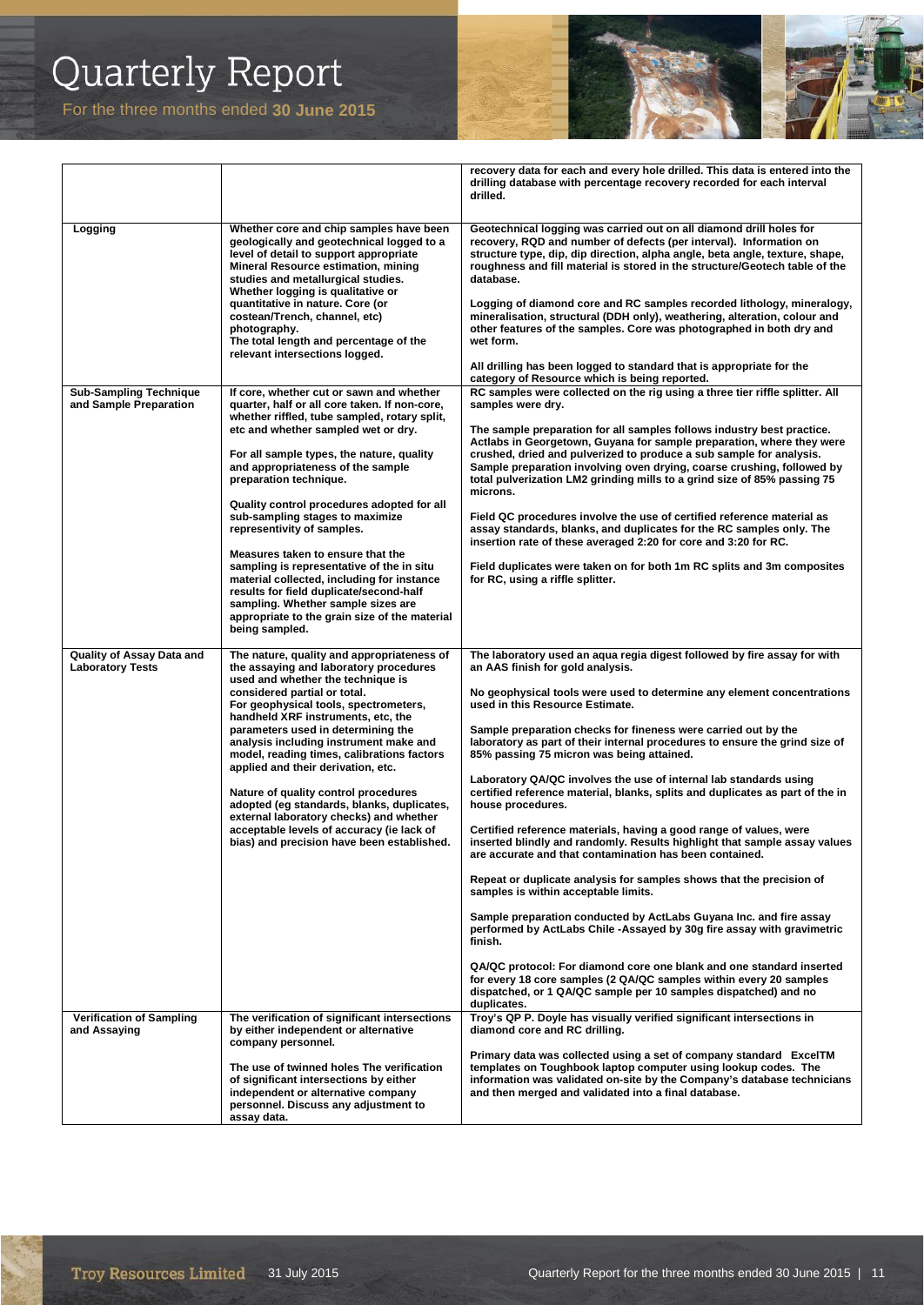| | | |
|---|---|---|
| | | recovery data for each and every hole drilled. This data is entered into the drilling database with percentage recovery recorded for each interval drilled. |
| Logging | Whether core and chip samples have been geologically and geotechnical logged to a level of detail to support appropriate Mineral Resource estimation, mining studies and metallurgical studies.<br>Whether logging is qualitative or quantitative in nature. Core (or costean/Trench, channel, etc) photography.<br>The total length and percentage of the relevant intersections logged. | Geotechnical logging was carried out on all diamond drill holes for recovery, RQD and number of defects (per interval). Information on structure type, dip, dip direction, alpha angle, beta angle, texture, shape, roughness and fill material is stored in the structure/Geotech table of the database.<br><br>Logging of diamond core and RC samples recorded lithology, mineralogy, mineralisation, structural (DDH only), weathering, alteration, colour and other features of the samples. Core was photographed in both dry and wet form.<br><br>All drilling has been logged to standard that is appropriate for the category of Resource which is being reported. |
| Sub-Sampling Technique and Sample Preparation | If core, whether cut or sawn and whether quarter, half or all core taken. If non-core, whether riffled, tube sampled, rotary split, etc and whether sampled wet or dry.<br><br>For all sample types, the nature, quality and appropriateness of the sample preparation technique.<br><br>Quality control procedures adopted for all sub-sampling stages to maximize representivity of samples.<br><br>Measures taken to ensure that the sampling is representative of the in situ material collected, including for instance results for field duplicate/second-half sampling. Whether sample sizes are appropriate to the grain size of the material being sampled. | RC samples were collected on the rig using a three tier riffle splitter. All samples were dry.<br><br>The sample preparation for all samples follows industry best practice. Actlabs in Georgetown, Guyana for sample preparation, where they were crushed, dried and pulverized to produce a sub sample for analysis. Sample preparation involving oven drying, coarse crushing, followed by total pulverization LM2 grinding mills to a grind size of 85% passing 75 microns.<br><br>Field QC procedures involve the use of certified reference material as assay standards, blanks, and duplicates for the RC samples only. The insertion rate of these averaged 2:20 for core and 3:20 for RC.<br><br>Field duplicates were taken on for both 1m RC splits and 3m composites for RC, using a riffle splitter. |
| Quality of Assay Data and Laboratory Tests | The nature, quality and appropriateness of the assaying and laboratory procedures used and whether the technique is considered partial or total.<br>For geophysical tools, spectrometers, handheld XRF instruments, etc, the parameters used in determining the analysis including instrument make and model, reading times, calibrations factors applied and their derivation, etc.<br><br>Nature of quality control procedures adopted (eg standards, blanks, duplicates, external laboratory checks) and whether acceptable levels of accuracy (ie lack of bias) and precision have been established. | The laboratory used an aqua regia digest followed by fire assay for with an AAS finish for gold analysis.<br><br>No geophysical tools were used to determine any element concentrations used in this Resource Estimate.<br><br>Sample preparation checks for fineness were carried out by the laboratory as part of their internal procedures to ensure the grind size of 85% passing 75 micron was being attained.<br><br>Laboratory QA/QC involves the use of internal lab standards using certified reference material, blanks, splits and duplicates as part of the in house procedures.<br><br>Certified reference materials, having a good range of values, were inserted blindly and randomly. Results highlight that sample assay values are accurate and that contamination has been contained.<br><br>Repeat or duplicate analysis for samples shows that the precision of samples is within acceptable limits.<br><br>Sample preparation conducted by ActLabs Guyana Inc. and fire assay performed by ActLabs Chile -Assayed by 30g fire assay with gravimetric finish.<br><br>QA/QC protocol: For diamond core one blank and one standard inserted for every 18 core samples (2 QA/QC samples within every 20 samples dispatched, or 1 QA/QC sample per 10 samples dispatched) and no duplicates. |
| Verification of Sampling and Assaying | The verification of significant intersections by either independent or alternative company personnel.<br><br>The use of twinned holes The verification of significant intersections by either independent or alternative company personnel. Discuss any adjustment to assay data. | Troy's QP P. Doyle has visually verified significant intersections in diamond core and RC drilling.<br><br>Primary data was collected using a set of company standard ExcelTM templates on Toughbook laptop computer using lookup codes. The information was validated on-site by the Company's database technicians and then merged and validated into a final database. |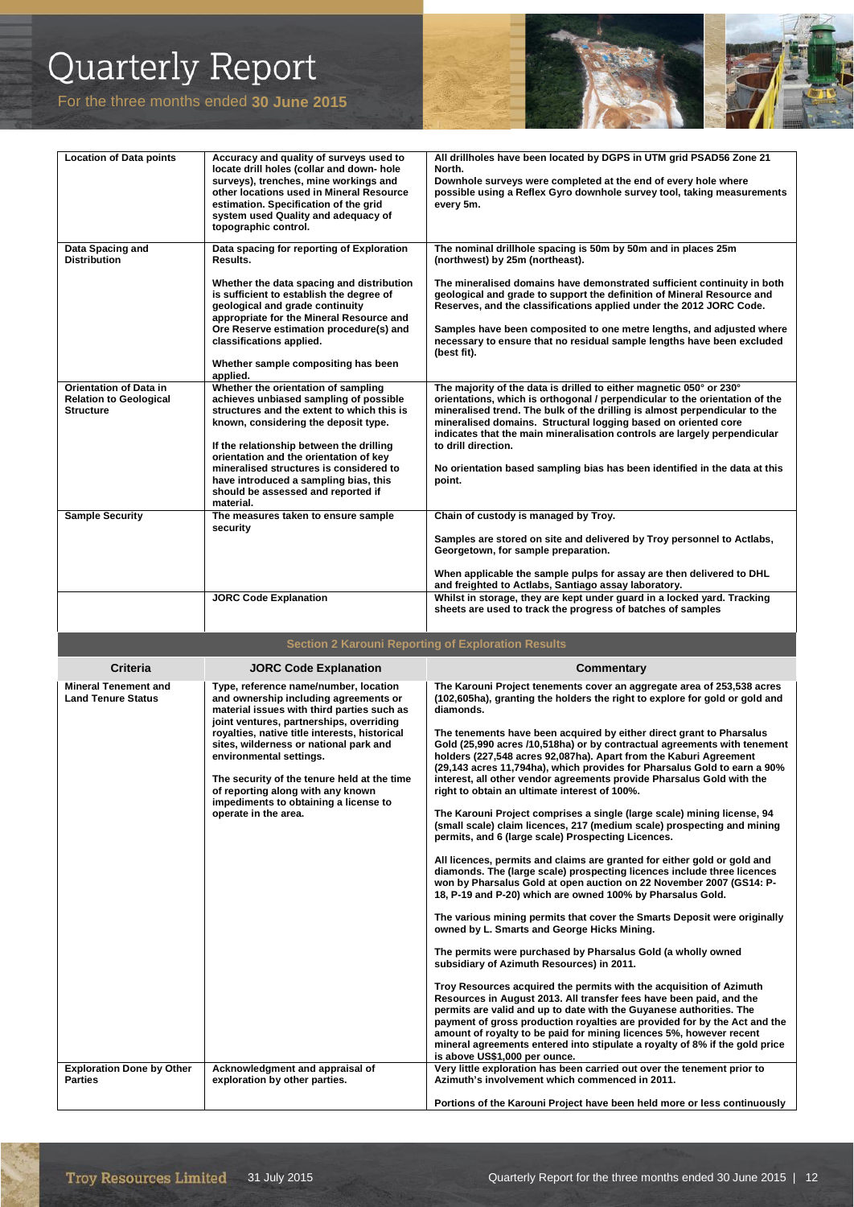| | | |
|---|---|---|
| **Location of Data points** | **Accuracy and quality of surveys used to locate drill holes (collar and down- hole surveys), trenches, mine workings and other locations used in Mineral Resource estimation. Specification of the grid system used Quality and adequacy of topographic control.** | **All drillholes have been located by DGPS in UTM grid PSAD56 Zone 21 North.**<br>**Downhole surveys were completed at the end of every hole where possible using a Reflex Gyro downhole survey tool, taking measurements every 5m.** |
| **Data Spacing and Distribution** | **Data spacing for reporting of Exploration Results.**<br><br>**Whether the data spacing and distribution is sufficient to establish the degree of geological and grade continuity appropriate for the Mineral Resource and Ore Reserve estimation procedure(s) and classifications applied.**<br><br>**Whether sample compositing has been applied.** | **The nominal drillhole spacing is 50m by 50m and in places 25m (northwest) by 25m (northeast).**<br><br>**The mineralised domains have demonstrated sufficient continuity in both geological and grade to support the definition of Mineral Resource and Reserves, and the classifications applied under the 2012 JORC Code.**<br><br>**Samples have been composited to one metre lengths, and adjusted where necessary to ensure that no residual sample lengths have been excluded (best fit).** |
| **Orientation of Data in Relation to Geological Structure** | **Whether the orientation of sampling achieves unbiased sampling of possible structures and the extent to which this is known, considering the deposit type.**<br><br>**If the relationship between the drilling orientation and the orientation of key mineralised structures is considered to have introduced a sampling bias, this should be assessed and reported if material.** | **The majority of the data is drilled to either magnetic 050° or 230° orientations, which is orthogonal / perpendicular to the orientation of the mineralised trend. The bulk of the drilling is almost perpendicular to the mineralised domains. Structural logging based on oriented core indicates that the main mineralisation controls are largely perpendicular to drill direction.**<br><br>**No orientation based sampling bias has been identified in the data at this point.** |
| **Sample Security** | **The measures taken to ensure sample security** | **Chain of custody is managed by Troy.**<br><br>**Samples are stored on site and delivered by Troy personnel to Actlabs, Georgetown, for sample preparation.**<br><br>**When applicable the sample pulps for assay are then delivered to DHL and freighted to Actlabs, Santiago assay laboratory.** |
| | **JORC Code Explanation** | **Whilst in storage, they are kept under guard in a locked yard. Tracking sheets are used to track the progress of batches of samples** |

## Section 2 Karouni Reporting of Exploration Results

| Criteria | JORC Code Explanation | Commentary |
|---|---|---|
| **Mineral Tenement and Land Tenure Status** | **Type, reference name/number, location and ownership including agreements or material issues with third parties such as joint ventures, partnerships, overriding royalties, native title interests, historical sites, wilderness or national park and environmental settings.**<br><br>**The security of the tenure held at the time of reporting along with any known impediments to obtaining a license to operate in the area.** | **The Karouni Project tenements cover an aggregate area of 253,538 acres (102,605ha), granting the holders the right to explore for gold or gold and diamonds.**<br><br>**The tenements have been acquired by either direct grant to Pharsalus Gold (25,990 acres /10,518ha) or by contractual agreements with tenement holders (227,548 acres 92,087ha). Apart from the Kaburi Agreement (29,143 acres 11,794ha), which provides for Pharsalus Gold to earn a 90% interest, all other vendor agreements provide Pharsalus Gold with the right to obtain an ultimate interest of 100%.**<br><br>**The Karouni Project comprises a single (large scale) mining license, 94 (small scale) claim licences, 217 (medium scale) prospecting and mining permits, and 6 (large scale) Prospecting Licences.**<br><br>**All licences, permits and claims are granted for either gold or gold and diamonds. The (large scale) prospecting licences include three licences won by Pharsalus Gold at open auction on 22 November 2007 (GS14: P-18, P-19 and P-20) which are owned 100% by Pharsalus Gold.**<br><br>**The various mining permits that cover the Smarts Deposit were originally owned by L. Smarts and George Hicks Mining.**<br><br>**The permits were purchased by Pharsalus Gold (a wholly owned subsidiary of Azimuth Resources) in 2011.**<br><br>**Troy Resources acquired the permits with the acquisition of Azimuth Resources in August 2013. All transfer fees have been paid, and the permits are valid and up to date with the Guyanese authorities. The payment of gross production royalties are provided for by the Act and the amount of royalty to be paid for mining licences 5%, however recent mineral agreements entered into stipulate a royalty of 8% if the gold price is above US$1,000 per ounce.** |
| **Exploration Done by Other Parties** | **Acknowledgment and appraisal of exploration by other parties.** | **Very little exploration has been carried out over the tenement prior to Azimuth's involvement which commenced in 2011.**<br><br>**Portions of the Karouni Project have been held more or less continuously** |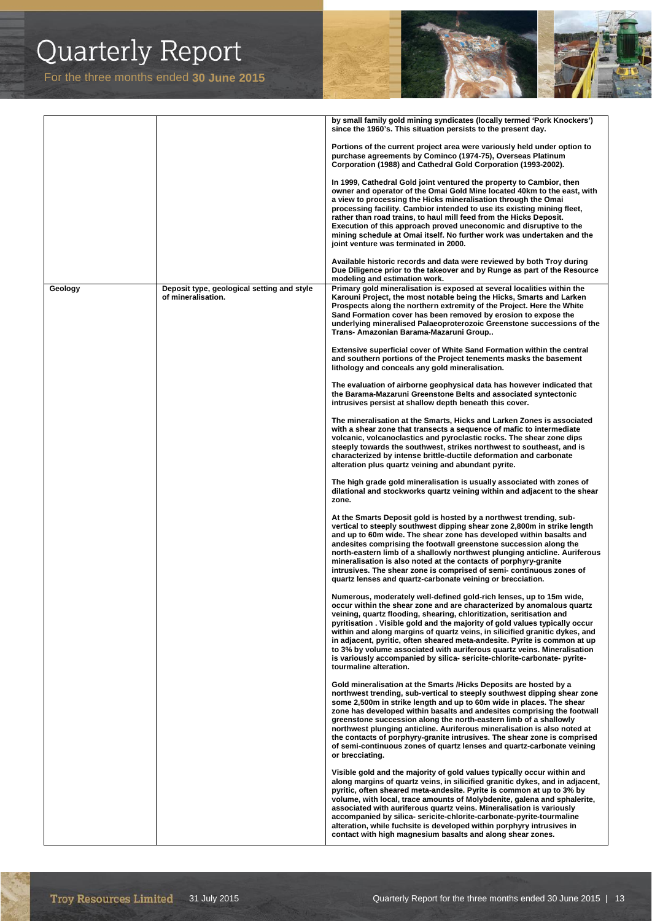| | | |
|---|---|---|
| | | by small family gold mining syndicates (locally termed 'Pork Knockers') since the 1960's. This situation persists to the present day.<br><br>Portions of the current project area were variously held under option to purchase agreements by Cominco (1974-75), Overseas Platinum Corporation (1988) and Cathedral Gold Corporation (1993-2002).<br><br>In 1999, Cathedral Gold joint ventured the property to Cambior, then owner and operator of the Omai Gold Mine located 40km to the east, with a view to processing the Hicks mineralisation through the Omai processing facility. Cambior intended to use its existing mining fleet, rather than road trains, to haul mill feed from the Hicks Deposit. Execution of this approach proved uneconomic and disruptive to the mining schedule at Omai itself. No further work was undertaken and the joint venture was terminated in 2000.<br><br>Available historic records and data were reviewed by both Troy during Due Diligence prior to the takeover and by Runge as part of the Resource modeling and estimation work. |
| Geology | Deposit type, geological setting and style of mineralisation. | Primary gold mineralisation is exposed at several localities within the Karouni Project, the most notable being the Hicks, Smarts and Larken Prospects along the northern extremity of the Project. Here the White Sand Formation cover has been removed by erosion to expose the underlying mineralised Palaeoproterozoic Greenstone successions of the Trans- Amazonian Barama-Mazaruni Group..<br><br>Extensive superficial cover of White Sand Formation within the central and southern portions of the Project tenements masks the basement lithology and conceals any gold mineralisation.<br><br>The evaluation of airborne geophysical data has however indicated that the Barama-Mazaruni Greenstone Belts and associated syntectonic intrusives persist at shallow depth beneath this cover.<br><br>The mineralisation at the Smarts, Hicks and Larken Zones is associated with a shear zone that transects a sequence of mafic to intermediate volcanic, volcanoclastics and pyroclastic rocks. The shear zone dips steeply towards the southwest, strikes northwest to southeast, and is characterized by intense brittle-ductile deformation and carbonate alteration plus quartz veining and abundant pyrite.<br><br>The high grade gold mineralisation is usually associated with zones of dilational and stockworks quartz veining within and adjacent to the shear zone.<br><br>At the Smarts Deposit gold is hosted by a northwest trending, sub-vertical to steeply southwest dipping shear zone 2,800m in strike length and up to 60m wide. The shear zone has developed within basalts and andesites comprising the footwall greenstone succession along the north-eastern limb of a shallowly northwest plunging anticline. Auriferous mineralisation is also noted at the contacts of porphyry-granite intrusives. The shear zone is comprised of semi- continuous zones of quartz lenses and quartz-carbonate veining or brecciation.<br><br>Numerous, moderately well-defined gold-rich lenses, up to 15m wide, occur within the shear zone and are characterized by anomalous quartz veining, quartz flooding, shearing, chloritization, seritisation and pyritisation . Visible gold and the majority of gold values typically occur within and along margins of quartz veins, in silicified granitic dykes, and in adjacent, pyritic, often sheared meta-andesite. Pyrite is common at up to 3% by volume associated with auriferous quartz veins. Mineralisation is variously accompanied by silica- sericite-chlorite-carbonate- pyrite-tourmaline alteration.<br><br>Gold mineralisation at the Smarts /Hicks Deposits are hosted by a northwest trending, sub-vertical to steeply southwest dipping shear zone some 2,500m in strike length and up to 60m wide in places. The shear zone has developed within basalts and andesites comprising the footwall greenstone succession along the north-eastern limb of a shallowly northwest plunging anticline. Auriferous mineralisation is also noted at the contacts of porphyry-granite intrusives. The shear zone is comprised of semi-continuous zones of quartz lenses and quartz-carbonate veining or brecciating.<br><br>Visible gold and the majority of gold values typically occur within and along margins of quartz veins, in silicified granitic dykes, and in adjacent, pyritic, often sheared meta-andesite. Pyrite is common at up to 3% by volume, with local, trace amounts of Molybdenite, galena and sphalerite, associated with auriferous quartz veins. Mineralisation is variously accompanied by silica- sericite-chlorite-carbonate-pyrite-tourmaline alteration, while fuchsite is developed within porphyry intrusives in contact with high magnesium basalts and along shear zones. |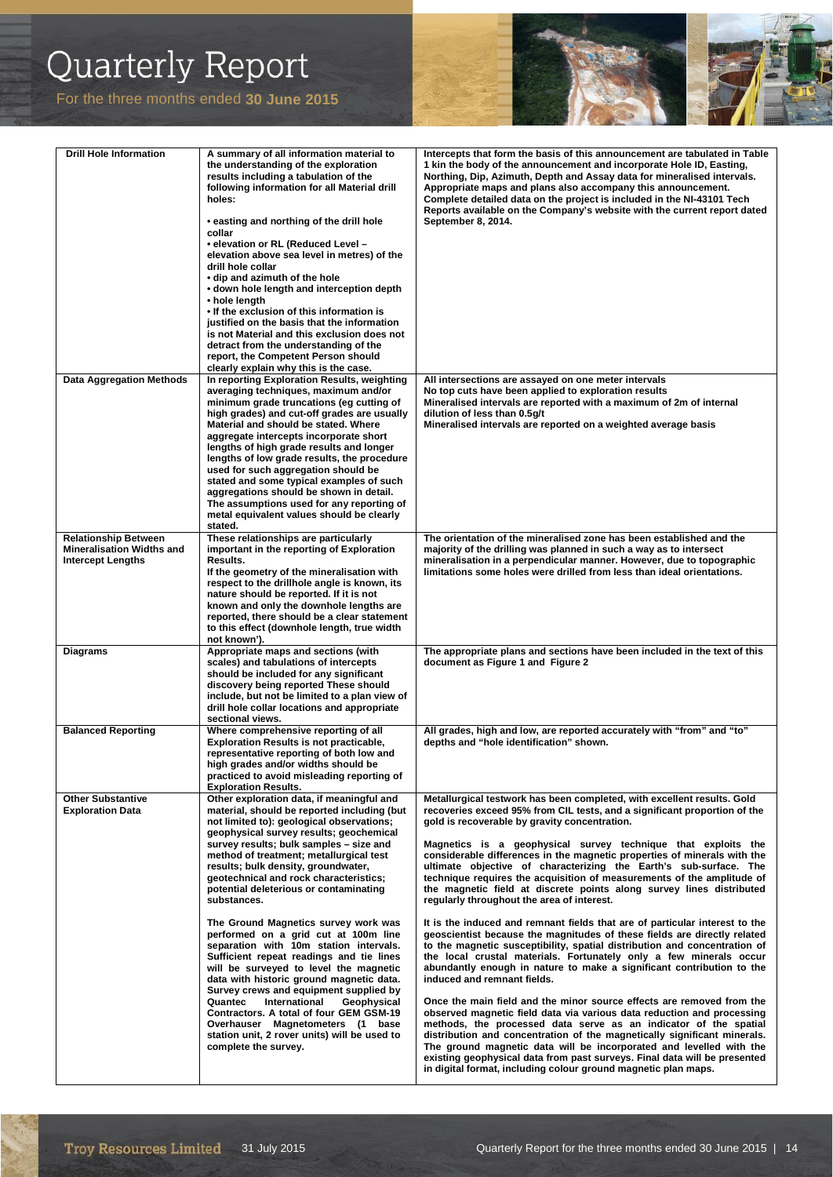| | | |
|---|---|---|
| **Drill Hole Information** | A summary of all information material to the understanding of the exploration results including a tabulation of the following information for all Material drill holes:<br><br>• easting and northing of the drill hole collar<br>• elevation or RL (Reduced Level – elevation above sea level in metres) of the drill hole collar<br>• dip and azimuth of the hole<br>• down hole length and interception depth<br>• hole length<br>• If the exclusion of this information is justified on the basis that the information is not Material and this exclusion does not detract from the understanding of the report, the Competent Person should clearly explain why this is the case. | Intercepts that form the basis of this announcement are tabulated in Table 1 kin the body of the announcement and incorporate Hole ID, Easting, Northing, Dip, Azimuth, Depth and Assay data for mineralised intervals. Appropriate maps and plans also accompany this announcement. Complete detailed data on the project is included in the NI-43101 Tech Reports available on the Company's website with the current report dated September 8, 2014. |
| **Data Aggregation Methods** | In reporting Exploration Results, weighting averaging techniques, maximum and/or minimum grade truncations (eg cutting of high grades) and cut-off grades are usually Material and should be stated. Where aggregate intercepts incorporate short lengths of high grade results and longer lengths of low grade results, the procedure used for such aggregation should be stated and some typical examples of such aggregations should be shown in detail. The assumptions used for any reporting of metal equivalent values should be clearly stated. | All intersections are assayed on one meter intervals<br>No top cuts have been applied to exploration results<br>Mineralised intervals are reported with a maximum of 2m of internal dilution of less than 0.5g/t<br>Mineralised intervals are reported on a weighted average basis |
| **Relationship Between Mineralisation Widths and Intercept Lengths** | These relationships are particularly important in the reporting of Exploration Results.<br>If the geometry of the mineralisation with respect to the drillhole angle is known, its nature should be reported. If it is not known and only the downhole lengths are reported, there should be a clear statement to this effect (downhole length, true width not known'). | The orientation of the mineralised zone has been established and the majority of the drilling was planned in such a way as to intersect mineralisation in a perpendicular manner. However, due to topographic limitations some holes were drilled from less than ideal orientations. |
| **Diagrams** | Appropriate maps and sections (with scales) and tabulations of intercepts should be included for any significant discovery being reported These should include, but not be limited to a plan view of drill hole collar locations and appropriate sectional views. | The appropriate plans and sections have been included in the text of this document as Figure 1 and Figure 2 |
| **Balanced Reporting** | Where comprehensive reporting of all Exploration Results is not practicable, representative reporting of both low and high grades and/or widths should be practiced to avoid misleading reporting of Exploration Results. | All grades, high and low, are reported accurately with "from" and "to" depths and "hole identification" shown. |
| **Other Substantive Exploration Data** | Other exploration data, if meaningful and material, should be reported including (but not limited to): geological observations; geophysical survey results; geochemical survey results; bulk samples – size and method of treatment; metallurgical test results; bulk density, groundwater, geotechnical and rock characteristics; potential deleterious or contaminating substances.<br><br>The Ground Magnetics survey work was performed on a grid cut at 100m line separation with 10m station intervals. Sufficient repeat readings and tie lines will be surveyed to level the magnetic data with historic ground magnetic data. Survey crews and equipment supplied by Quantec International Geophysical Contractors. A total of four GEM GSM-19 Overhauser Magnetometers (1 base station unit, 2 rover units) will be used to complete the survey. | Metallurgical testwork has been completed, with excellent results. Gold recoveries exceed 95% from CIL tests, and a significant proportion of the gold is recoverable by gravity concentration.<br><br>Magnetics is a geophysical survey technique that exploits the considerable differences in the magnetic properties of minerals with the ultimate objective of characterizing the Earth's sub-surface. The technique requires the acquisition of measurements of the amplitude of the magnetic field at discrete points along survey lines distributed regularly throughout the area of interest.<br><br>It is the induced and remnant fields that are of particular interest to the geoscientist because the magnitudes of these fields are directly related to the magnetic susceptibility, spatial distribution and concentration of the local crustal materials. Fortunately only a few minerals occur abundantly enough in nature to make a significant contribution to the induced and remnant fields.<br><br>Once the main field and the minor source effects are removed from the observed magnetic field data via various data reduction and processing methods, the processed data serve as an indicator of the spatial distribution and concentration of the magnetically significant minerals. The ground magnetic data will be incorporated and levelled with the existing geophysical data from past surveys. Final data will be presented in digital format, including colour ground magnetic plan maps. |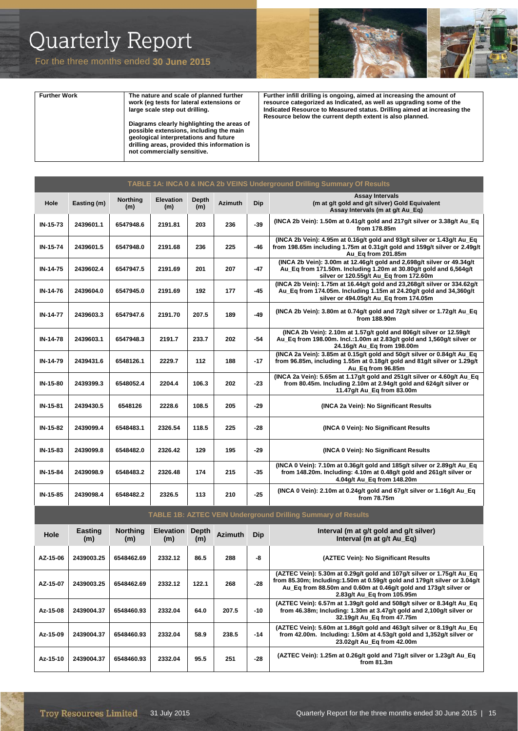| Further Work | The nature and scale of planned further work (eg tests for lateral extensions or large scale step out drilling).<br><br>Diagrams clearly highlighting the areas of possible extensions, including the main geological interpretations and future drilling areas, provided this information is not commercially sensitive. | Further infill drilling is ongoing, aimed at increasing the amount of resource categorized as Indicated, as well as upgrading some of the Indicated Resource to Measured status. Drilling aimed at increasing the Resource below the current depth extent is also planned. |
|---|---|---|

**TABLE 1A: INCA 0 & INCA 2b VEINS Underground Drilling Summary Of Results**

| Hole | Easting (m) | Northing (m) | Elevation (m) | Depth (m) | Azimuth | Dip | Assay Intervals (m at g/t gold and g/t silver) Gold Equivalent Assay Intervals (m at g/t Au_Eq) |
|---|---|---|---|---|---|---|---|
| IN-15-73 | 2439601.1 | 6547948.6 | 2191.81 | 203 | 236 | -39 | (INCA 2b Vein): 1.50m at 0.41g/t gold and 217g/t silver or 3.38g/t Au_Eq from 178.85m |
| IN-15-74 | 2439601.5 | 6547948.0 | 2191.68 | 236 | 225 | -46 | (INCA 2b Vein): 4.95m at 0.16g/t gold and 93g/t silver or 1.43g/t Au_Eq from 198.65m including 1.75m at 0.31g/t gold and 159g/t silver or 2.49g/t Au_Eq from 201.85m |
| IN-14-75 | 2439602.4 | 6547947.5 | 2191.69 | 201 | 207 | -47 | (INCA 2b Vein): 3.00m at 12.46g/t gold and 2,698g/t silver or 49.34g/t Au_Eq from 171.50m. Including 1.20m at 30.80g/t gold and 6,564g/t silver or 120.55g/t Au_Eq from 172.60m |
| IN-14-76 | 2439604.0 | 6547945.0 | 2191.69 | 192 | 177 | -45 | (INCA 2b Vein): 1.75m at 16.44g/t gold and 23,268g/t silver or 334.62g/t Au_Eq from 174.05m. Including 1.15m at 24.20g/t gold and 34,360g/t silver or 494.05g/t Au_Eq from 174.05m |
| IN-14-77 | 2439603.3 | 6547947.6 | 2191.70 | 207.5 | 189 | -49 | (INCA 2b Vein): 3.80m at 0.74g/t gold and 72g/t silver or 1.72g/t Au_Eq from 188.90m |
| IN-14-78 | 2439603.1 | 6547948.3 | 2191.7 | 233.7 | 202 | -54 | (INCA 2b Vein): 2.10m at 1.57g/t gold and 806g/t silver or 12.59g/t Au_Eq from 198.00m. Incl.:1.00m at 2.83g/t gold and 1,560g/t silver or 24.16g/t Au_Eq from 198.00m |
| IN-14-79 | 2439431.6 | 6548126.1 | 2229.7 | 112 | 188 | -17 | (INCA 2a Vein): 3.85m at 0.15g/t gold and 50g/t silver or 0.84g/t Au_Eq from 96.85m, including 1.55m at 0.18g/t gold and 81g/t silver or 1.29g/t Au_Eq from 96.85m |
| IN-15-80 | 2439399.3 | 6548052.4 | 2204.4 | 106.3 | 202 | -23 | (INCA 2a Vein): 5.65m at 1.17g/t gold and 251g/t silver or 4.60g/t Au_Eq from 80.45m. Including 2.10m at 2.94g/t gold and 624g/t silver or 11.47g/t Au_Eq from 83.00m |
| IN-15-81 | 2439430.5 | 6548126 | 2228.6 | 108.5 | 205 | -29 | (INCA 2a Vein): No Significant Results |
| IN-15-82 | 2439099.4 | 6548483.1 | 2326.54 | 118.5 | 225 | -28 | (INCA 0 Vein): No Significant Results |
| IN-15-83 | 2439099.8 | 6548482.0 | 2326.42 | 129 | 195 | -29 | (INCA 0 Vein): No Significant Results |
| IN-15-84 | 2439098.9 | 6548483.2 | 2326.48 | 174 | 215 | -35 | (INCA 0 Vein): 7.10m at 0.36g/t gold and 185g/t silver or 2.89g/t Au_Eq from 148.20m. Including: 4.10m at 0.48g/t gold and 261g/t silver or 4.04g/t Au_Eq from 148.20m |
| IN-15-85 | 2439098.4 | 6548482.2 | 2326.5 | 113 | 210 | -25 | (INCA 0 Vein): 2.10m at 0.24g/t gold and 67g/t silver or 1.16g/t Au_Eq from 78.75m |

**TABLE 1B: AZTEC VEIN Underground Drilling Summary of Results**

| Hole | Easting (m) | Northing (m) | Elevation (m) | Depth (m) | Azimuth | Dip | Interval (m at g/t gold and g/t silver) Interval (m at g/t Au_Eq) |
|---|---|---|---|---|---|---|---|
| AZ-15-06 | 2439003.25 | 6548462.69 | 2332.12 | 86.5 | 288 | -8 | (AZTEC Vein): No Significant Results |
| AZ-15-07 | 2439003.25 | 6548462.69 | 2332.12 | 122.1 | 268 | -28 | (AZTEC Vein): 5.30m at 0.29g/t gold and 107g/t silver or 1.75g/t Au_Eq from 85.30m; Including:1.50m at 0.59g/t gold and 179g/t silver or 3.04g/t Au_Eq from 88.50m and 0.60m at 0.46g/t gold and 173g/t silver or 2.83g/t Au_Eq from 105.95m |
| Az-15-08 | 2439004.37 | 6548460.93 | 2332.04 | 64.0 | 207.5 | -10 | (AZTEC Vein): 6.57m at 1.39g/t gold and 508g/t silver or 8.34g/t Au_Eq from 46.38m; Including: 1.30m at 3.47g/t gold and 2,100g/t silver or 32.19g/t Au_Eq from 47.75m |
| Az-15-09 | 2439004.37 | 6548460.93 | 2332.04 | 58.9 | 238.5 | -14 | (AZTEC Vein): 5.60m at 1.86g/t gold and 463g/t silver or 8.19g/t Au_Eq from 42.00m. Including: 1.50m at 4.53g/t gold and 1,352g/t silver or 23.02g/t Au_Eq from 42.00m |
| Az-15-10 | 2439004.37 | 6548460.93 | 2332.04 | 95.5 | 251 | -28 | (AZTEC Vein): 1.25m at 0.26g/t gold and 71g/t silver or 1.23g/t Au_Eq from 81.3m |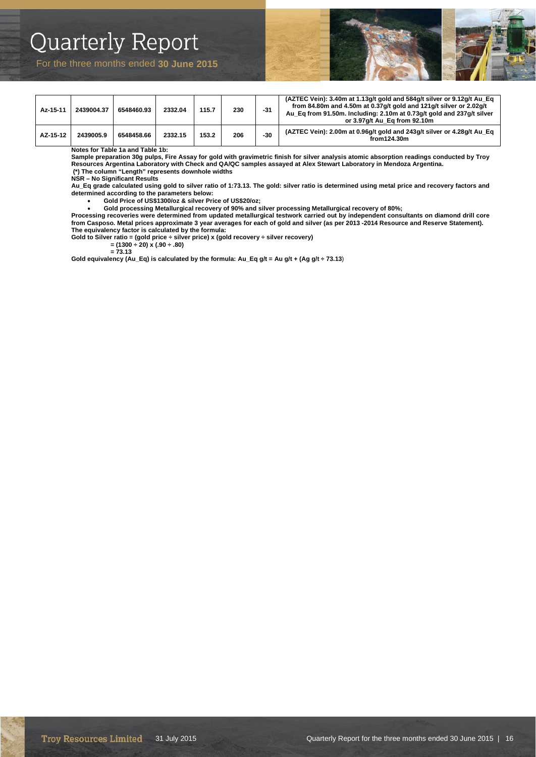| | | | | | | | |
|---|---|---|---|---|---|---|---|
| Az-15-11 | 2439004.37 | 6548460.93 | 2332.04 | 115.7 | 230 | -31 | (AZTEC Vein): 3.40m at 1.13g/t gold and 584g/t silver or 9.12g/t Au_Eq from 84.80m and 4.50m at 0.37g/t gold and 121g/t silver or 2.02g/t Au_Eq from 91.50m. Including: 2.10m at 0.73g/t gold and 237g/t silver or 3.97g/t Au_Eq from 92.10m |
| AZ-15-12 | 2439005.9 | 6548458.66 | 2332.15 | 153.2 | 206 | -30 | (AZTEC Vein): 2.00m at 0.96g/t gold and 243g/t silver or 4.28g/t Au_Eq from124.30m |

**Notes for Table 1a and Table 1b:**

**Sample preparation 30g pulps, Fire Assay for gold with gravimetric finish for silver analysis atomic absorption readings conducted by Troy Resources Argentina Laboratory with Check and QA/QC samples assayed at Alex Stewart Laboratory in Mendoza Argentina.**

**(*) The column "Length" represents downhole widths**

**NSR – No Significant Results**

**Au_Eq grade calculated using gold to silver ratio of 1:73.13. The gold: silver ratio is determined using metal price and recovery factors and determined according to the parameters below:**

- **Gold Price of US$1300/oz & silver Price of US$20/oz;**
- **Gold processing Metallurgical recovery of 90% and silver processing Metallurgical recovery of 80%;**

**Processing recoveries were determined from updated metallurgical testwork carried out by independent consultants on diamond drill core from Casposo. Metal prices approximate 3 year averages for each of gold and silver (as per 2013 -2014 Resource and Reserve Statement).**

**The equivalency factor is calculated by the formula:**

**Gold to Silver ratio = (gold price ÷ silver price) x (gold recovery ÷ silver recovery)**

**= (1300 ÷ 20) x (.90 ÷ .80)**

**= 73.13**

**Gold equivalency (Au_Eq) is calculated by the formula: Au_Eq g/t = Au g/t + (Ag g/t ÷ 73.13)**